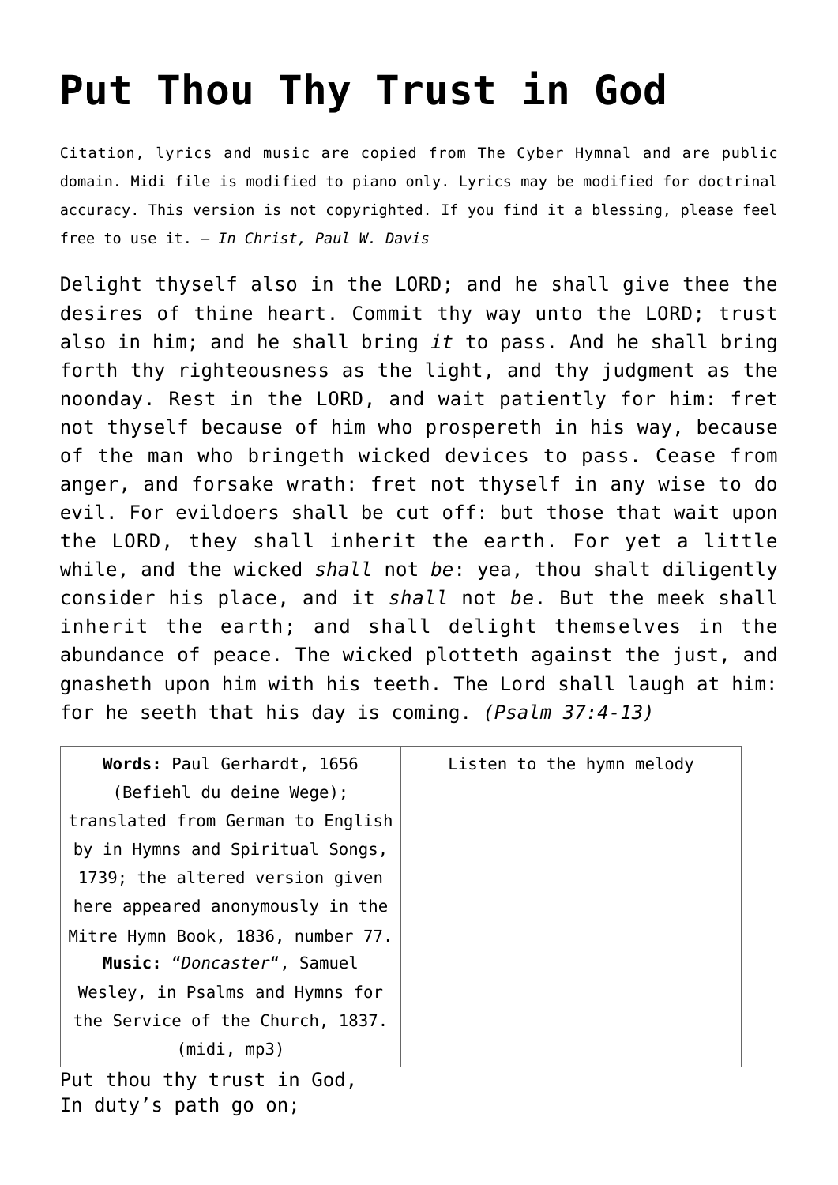# Put Thou Thy Trust in God

Citation, lyrics and music are copied from The Cyber Hymnal and are public domain. Midi file is modified to piano only. Lyrics may be modified for doctrinal accuracy. This version is not copyrighted. If you find it a blessing, please feel free to use it. – *In Christ, Paul W. Davis*

Delight thyself also in the LORD; and he shall give thee the desires of thine heart. Commit thy way unto the LORD; trust also in him; and he shall bring *it* to pass. And he shall bring forth thy righteousness as the light, and thy judgment as the noonday. Rest in the LORD, and wait patiently for him: fret not thyself because of him who prospereth in his way, because of the man who bringeth wicked devices to pass. Cease from anger, and forsake wrath: fret not thyself in any wise to do evil. For evildoers shall be cut off: but those that wait upon the LORD, they shall inherit the earth. For yet a little while, and the wicked *shall* not *be*: yea, thou shalt diligently consider his place, and it *shall* not *be*. But the meek shall inherit the earth; and shall delight themselves in the abundance of peace. The wicked plotteth against the just, and gnasheth upon him with his teeth. The Lord shall laugh at him: for he seeth that his day is coming. *(Psalm 37:4-13)*

| **Words:** Paul Gerhardt, 1656 (Befiehl du deine Wege); translated from German to English by in Hymns and Spiritual Songs, 1739; the altered version given here appeared anonymously in the Mitre Hymn Book, 1836, number 77. **Music:** "*Doncaster*", Samuel Wesley, in Psalms and Hymns for the Service of the Church, 1837. (midi, mp3) | Listen to the hymn melody |
|---|---|

Put thou thy trust in God,
In duty's path go on;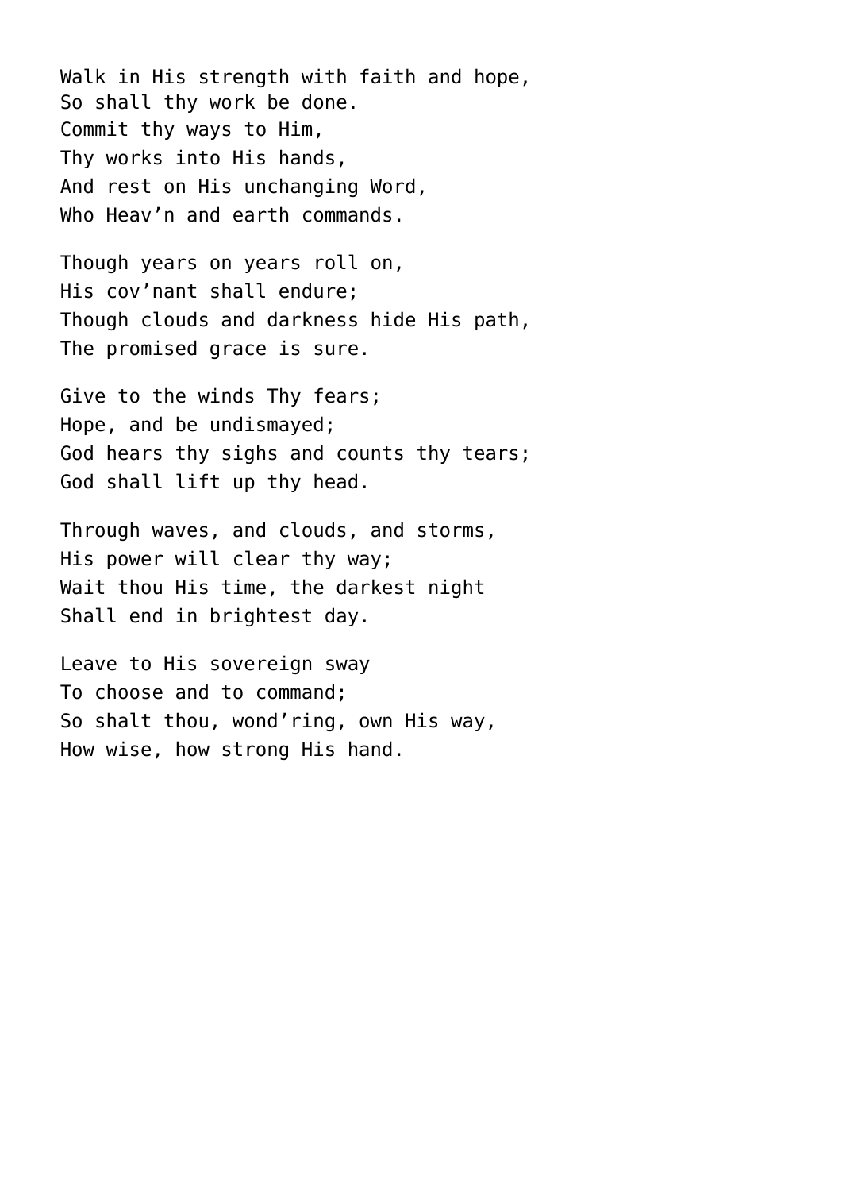Walk in His strength with faith and hope,
So shall thy work be done.
Commit thy ways to Him,
Thy works into His hands,
And rest on His unchanging Word,
Who Heav’n and earth commands.

Though years on years roll on,
His cov’nant shall endure;
Though clouds and darkness hide His path,
The promised grace is sure.

Give to the winds Thy fears;
Hope, and be undismayed;
God hears thy sighs and counts thy tears;
God shall lift up thy head.

Through waves, and clouds, and storms,
His power will clear thy way;
Wait thou His time, the darkest night
Shall end in brightest day.

Leave to His sovereign sway
To choose and to command;
So shalt thou, wond’ring, own His way,
How wise, how strong His hand.